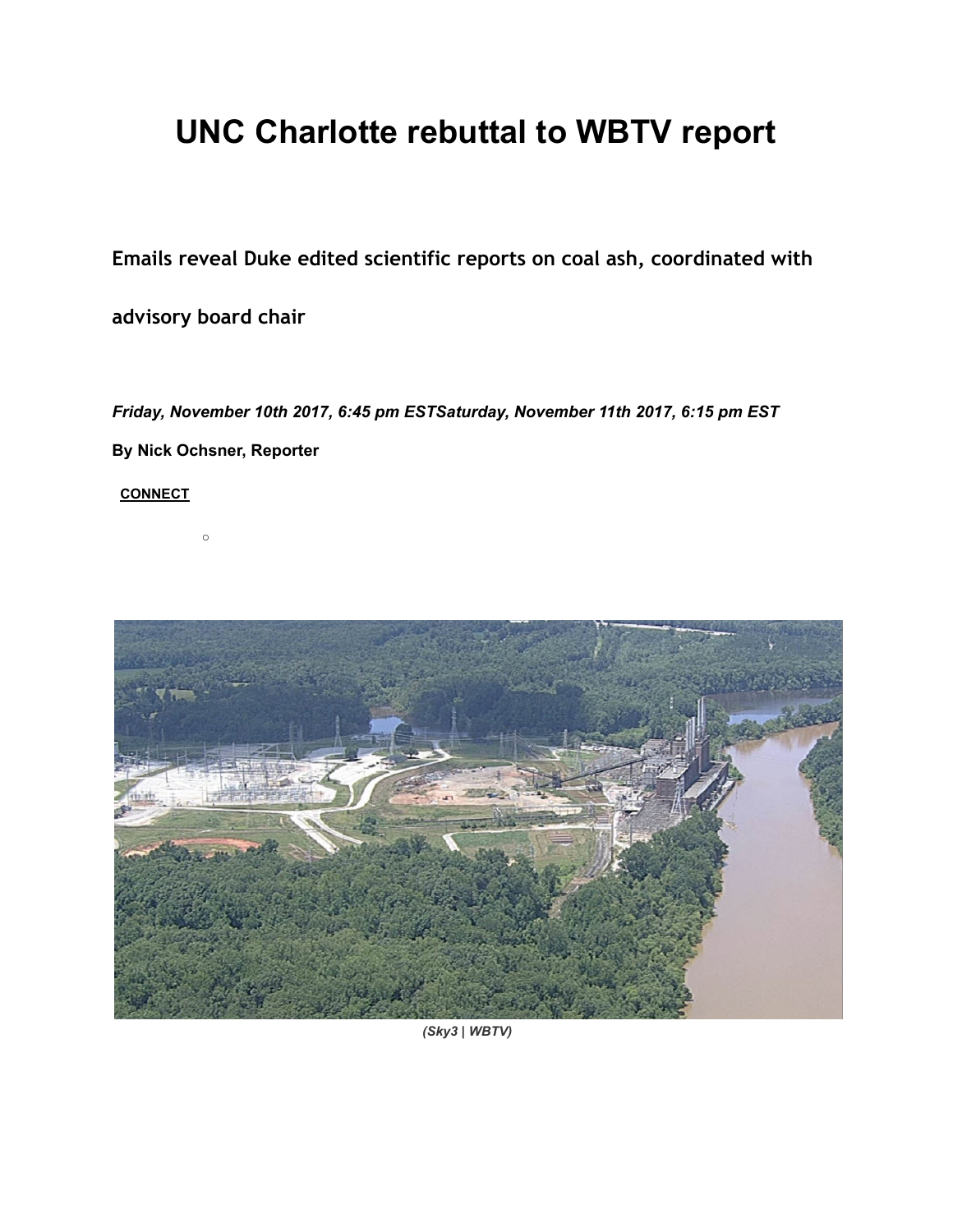# UNC Charlotte rebuttal to WBTV report

**Emails reveal Duke edited scientific reports on coal ash, coordinated with advisory board chair**

***Friday, November 10th 2017, 6:45 pm ESTSaturday, November 11th 2017, 6:15 pm EST***

**By Nick Ochsner, Reporter**

**CONNECT**

*(Sky3 | WBTV)*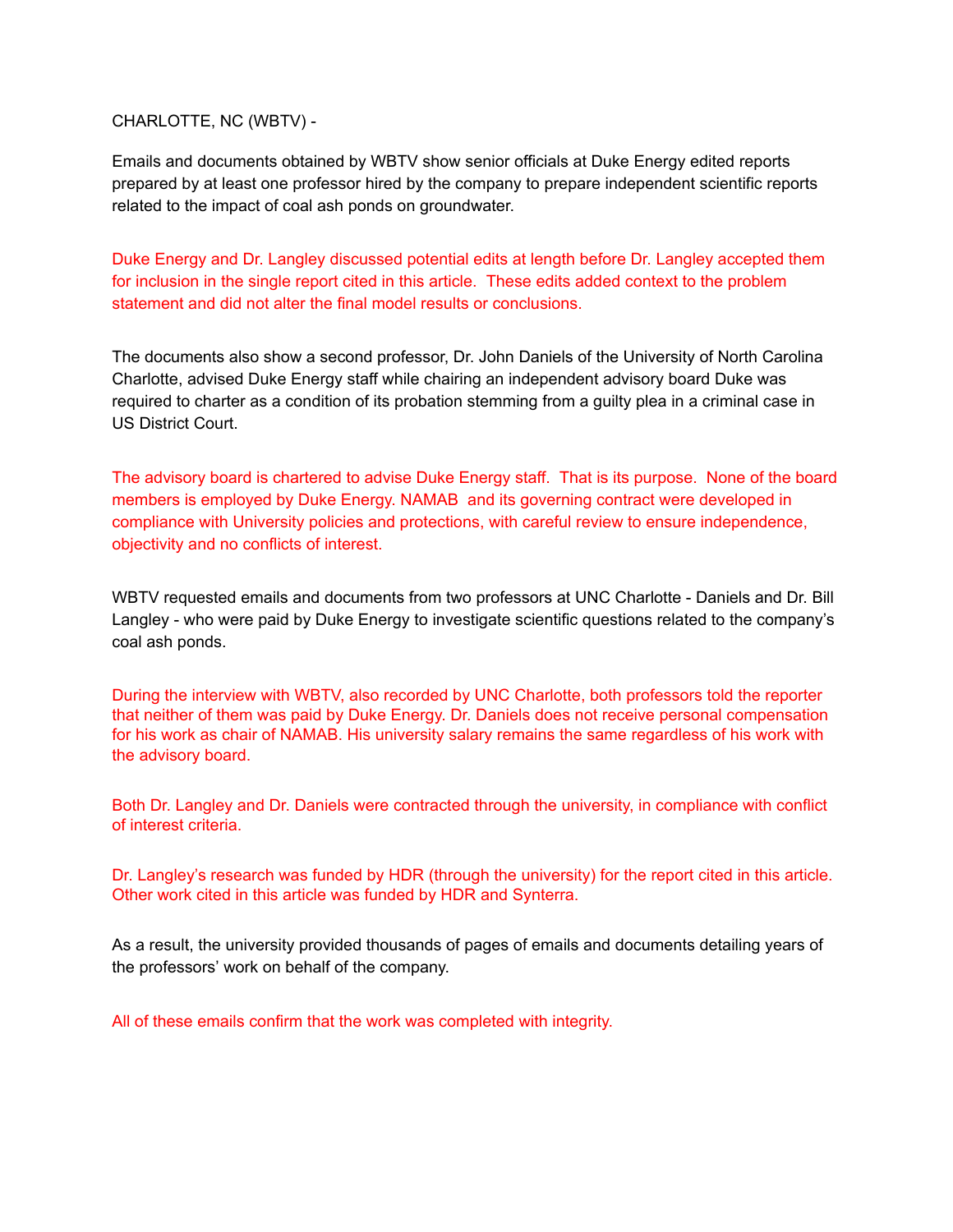CHARLOTTE, NC (WBTV) -

Emails and documents obtained by WBTV show senior officials at Duke Energy edited reports prepared by at least one professor hired by the company to prepare independent scientific reports related to the impact of coal ash ponds on groundwater.

Duke Energy and Dr. Langley discussed potential edits at length before Dr. Langley accepted them for inclusion in the single report cited in this article. These edits added context to the problem statement and did not alter the final model results or conclusions.

The documents also show a second professor, Dr. John Daniels of the University of North Carolina Charlotte, advised Duke Energy staff while chairing an independent advisory board Duke was required to charter as a condition of its probation stemming from a guilty plea in a criminal case in US District Court.

The advisory board is chartered to advise Duke Energy staff. That is its purpose. None of the board members is employed by Duke Energy. NAMAB and its governing contract were developed in compliance with University policies and protections, with careful review to ensure independence, objectivity and no conflicts of interest.

WBTV requested emails and documents from two professors at UNC Charlotte - Daniels and Dr. Bill Langley - who were paid by Duke Energy to investigate scientific questions related to the company's coal ash ponds.

During the interview with WBTV, also recorded by UNC Charlotte, both professors told the reporter that neither of them was paid by Duke Energy. Dr. Daniels does not receive personal compensation for his work as chair of NAMAB. His university salary remains the same regardless of his work with the advisory board.

Both Dr. Langley and Dr. Daniels were contracted through the university, in compliance with conflict of interest criteria.

Dr. Langley's research was funded by HDR (through the university) for the report cited in this article. Other work cited in this article was funded by HDR and Synterra.

As a result, the university provided thousands of pages of emails and documents detailing years of the professors' work on behalf of the company.

All of these emails confirm that the work was completed with integrity.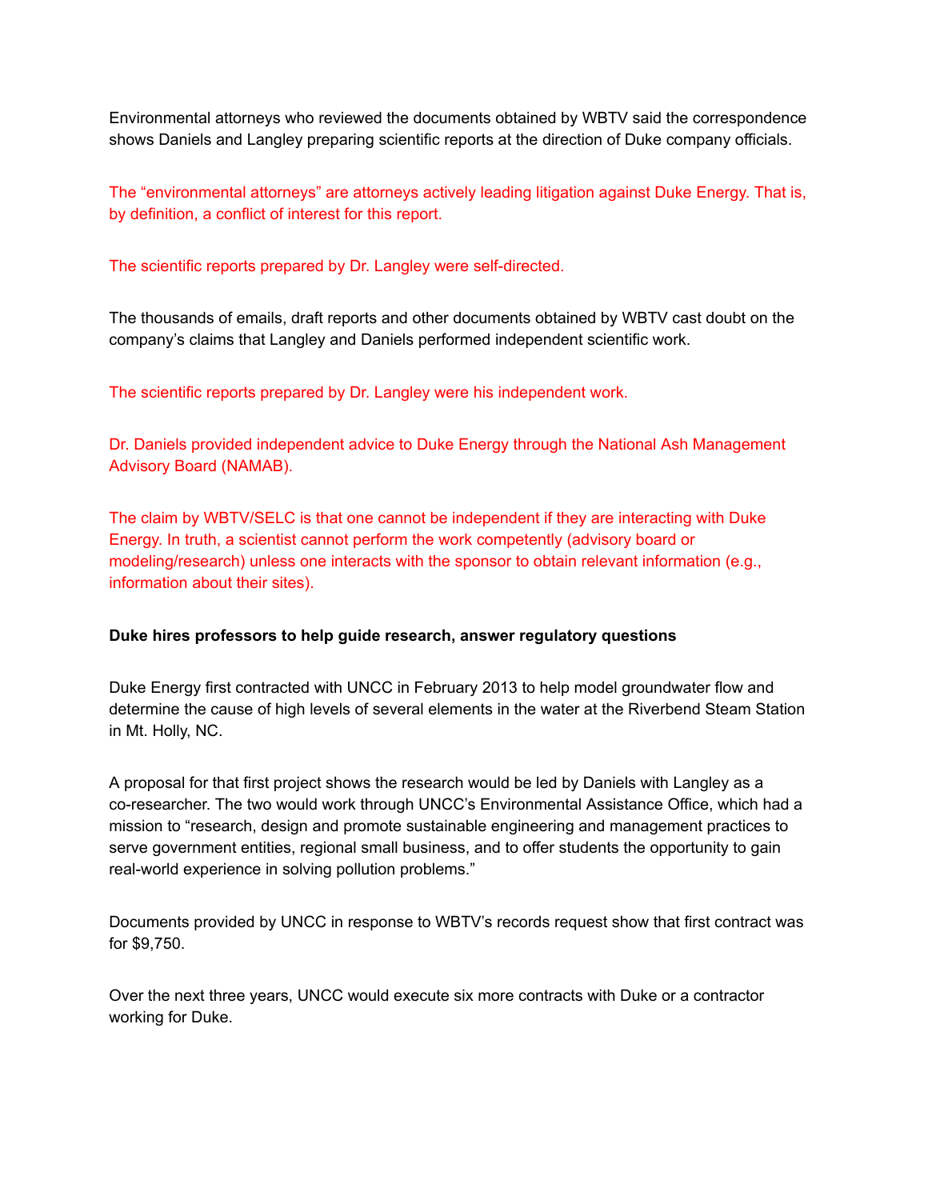Environmental attorneys who reviewed the documents obtained by WBTV said the correspondence shows Daniels and Langley preparing scientific reports at the direction of Duke company officials.

The “environmental attorneys” are attorneys actively leading litigation against Duke Energy. That is, by definition, a conflict of interest for this report.

The scientific reports prepared by Dr. Langley were self-directed.

The thousands of emails, draft reports and other documents obtained by WBTV cast doubt on the company’s claims that Langley and Daniels performed independent scientific work.

The scientific reports prepared by Dr. Langley were his independent work.

Dr. Daniels provided independent advice to Duke Energy through the National Ash Management Advisory Board (NAMAB).

The claim by WBTV/SELC is that one cannot be independent if they are interacting with Duke Energy. In truth, a scientist cannot perform the work competently (advisory board or modeling/research) unless one interacts with the sponsor to obtain relevant information (e.g., information about their sites).

**Duke hires professors to help guide research, answer regulatory questions**

Duke Energy first contracted with UNCC in February 2013 to help model groundwater flow and determine the cause of high levels of several elements in the water at the Riverbend Steam Station in Mt. Holly, NC.

A proposal for that first project shows the research would be led by Daniels with Langley as a co-researcher. The two would work through UNCC’s Environmental Assistance Office, which had a mission to “research, design and promote sustainable engineering and management practices to serve government entities, regional small business, and to offer students the opportunity to gain real-world experience in solving pollution problems.”

Documents provided by UNCC in response to WBTV’s records request show that first contract was for $9,750.

Over the next three years, UNCC would execute six more contracts with Duke or a contractor working for Duke.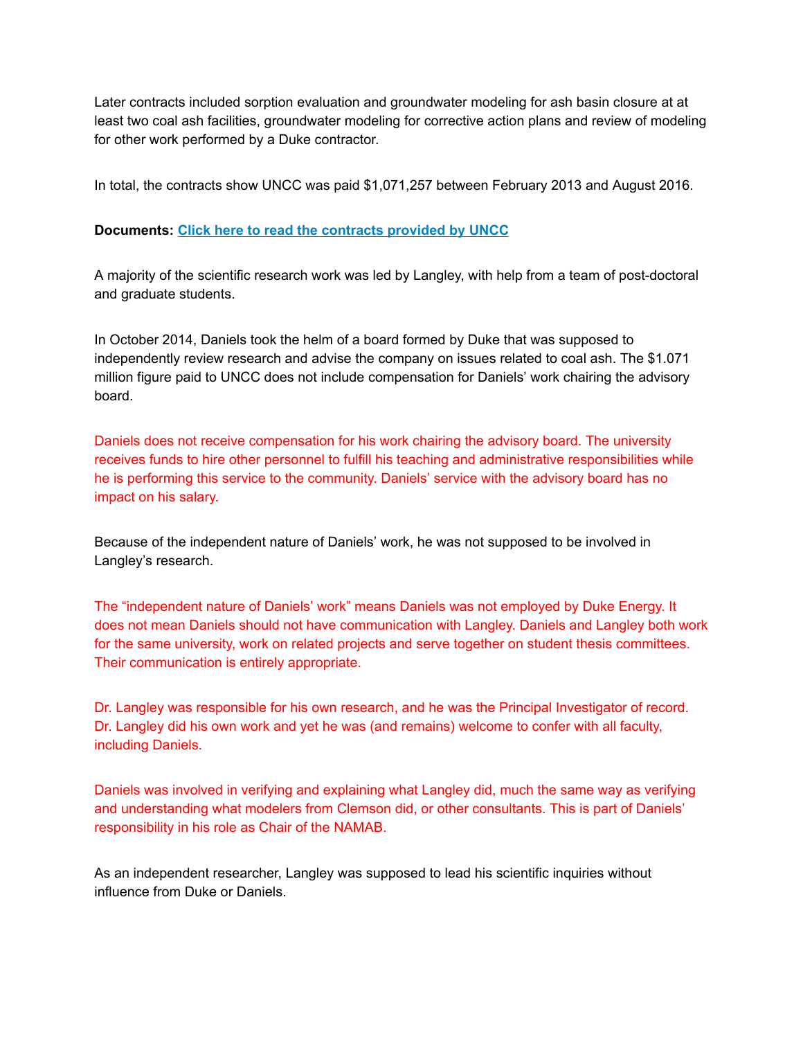Later contracts included sorption evaluation and groundwater modeling for ash basin closure at at least two coal ash facilities, groundwater modeling for corrective action plans and review of modeling for other work performed by a Duke contractor.

In total, the contracts show UNCC was paid $1,071,257 between February 2013 and August 2016.

**Documents: [Click here to read the contracts provided by UNCC]()**

A majority of the scientific research work was led by Langley, with help from a team of post-doctoral and graduate students.

In October 2014, Daniels took the helm of a board formed by Duke that was supposed to independently review research and advise the company on issues related to coal ash. The $1.071 million figure paid to UNCC does not include compensation for Daniels' work chairing the advisory board.

Daniels does not receive compensation for his work chairing the advisory board. The university receives funds to hire other personnel to fulfill his teaching and administrative responsibilities while he is performing this service to the community. Daniels' service with the advisory board has no impact on his salary.

Because of the independent nature of Daniels' work, he was not supposed to be involved in Langley's research.

The "independent nature of Daniels' work" means Daniels was not employed by Duke Energy. It does not mean Daniels should not have communication with Langley. Daniels and Langley both work for the same university, work on related projects and serve together on student thesis committees. Their communication is entirely appropriate.

Dr. Langley was responsible for his own research, and he was the Principal Investigator of record. Dr. Langley did his own work and yet he was (and remains) welcome to confer with all faculty, including Daniels.

Daniels was involved in verifying and explaining what Langley did, much the same way as verifying and understanding what modelers from Clemson did, or other consultants. This is part of Daniels' responsibility in his role as Chair of the NAMAB.

As an independent researcher, Langley was supposed to lead his scientific inquiries without influence from Duke or Daniels.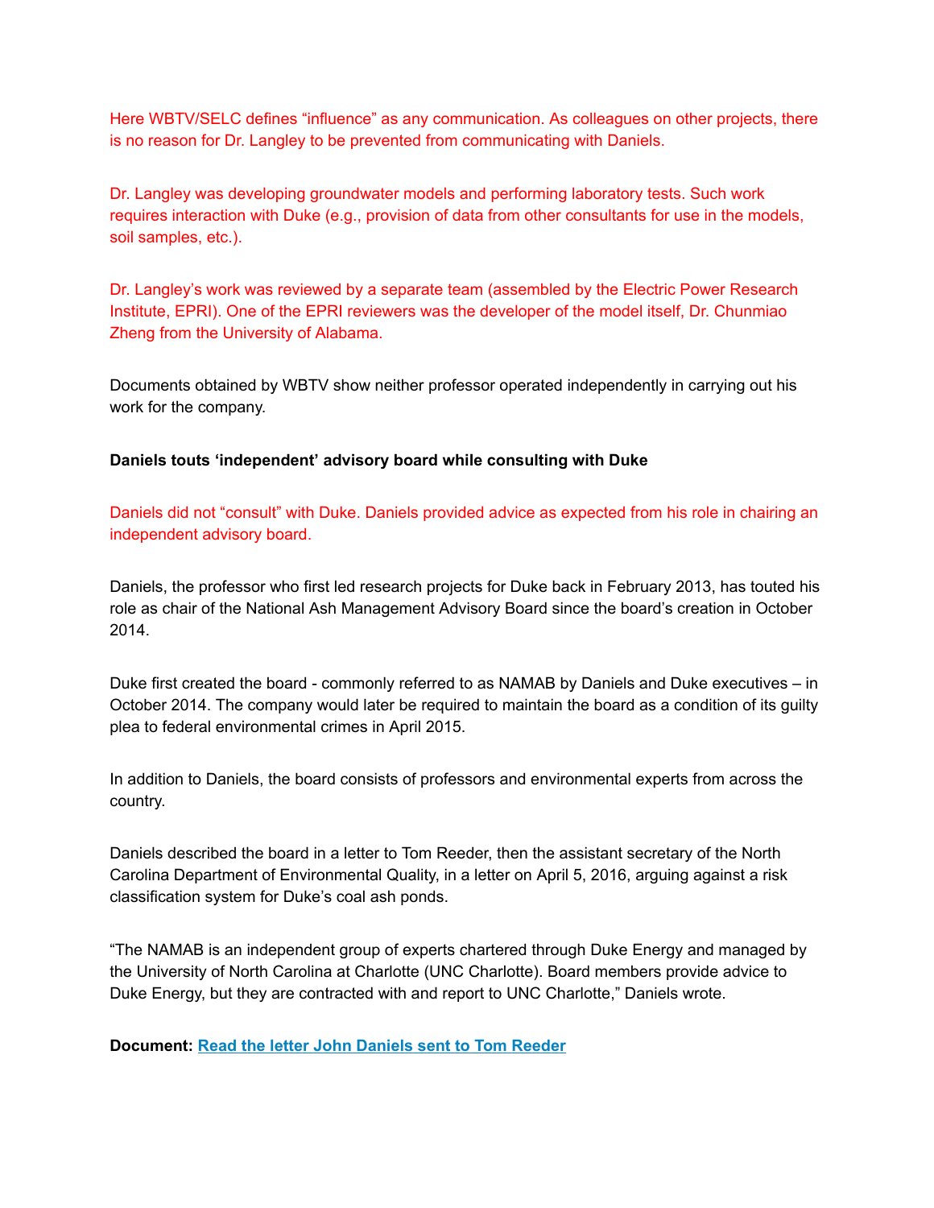Here WBTV/SELC defines “influence” as any communication. As colleagues on other projects, there is no reason for Dr. Langley to be prevented from communicating with Daniels.

Dr. Langley was developing groundwater models and performing laboratory tests. Such work requires interaction with Duke (e.g., provision of data from other consultants for use in the models, soil samples, etc.).

Dr. Langley’s work was reviewed by a separate team (assembled by the Electric Power Research Institute, EPRI). One of the EPRI reviewers was the developer of the model itself, Dr. Chunmiao Zheng from the University of Alabama.

Documents obtained by WBTV show neither professor operated independently in carrying out his work for the company.

**Daniels touts ‘independent’ advisory board while consulting with Duke**

Daniels did not “consult” with Duke. Daniels provided advice as expected from his role in chairing an independent advisory board.

Daniels, the professor who first led research projects for Duke back in February 2013, has touted his role as chair of the National Ash Management Advisory Board since the board’s creation in October 2014.

Duke first created the board - commonly referred to as NAMAB by Daniels and Duke executives – in October 2014. The company would later be required to maintain the board as a condition of its guilty plea to federal environmental crimes in April 2015.

In addition to Daniels, the board consists of professors and environmental experts from across the country.

Daniels described the board in a letter to Tom Reeder, then the assistant secretary of the North Carolina Department of Environmental Quality, in a letter on April 5, 2016, arguing against a risk classification system for Duke’s coal ash ponds.

“The NAMAB is an independent group of experts chartered through Duke Energy and managed by the University of North Carolina at Charlotte (UNC Charlotte). Board members provide advice to Duke Energy, but they are contracted with and report to UNC Charlotte,” Daniels wrote.

**Document: Read the letter John Daniels sent to Tom Reeder**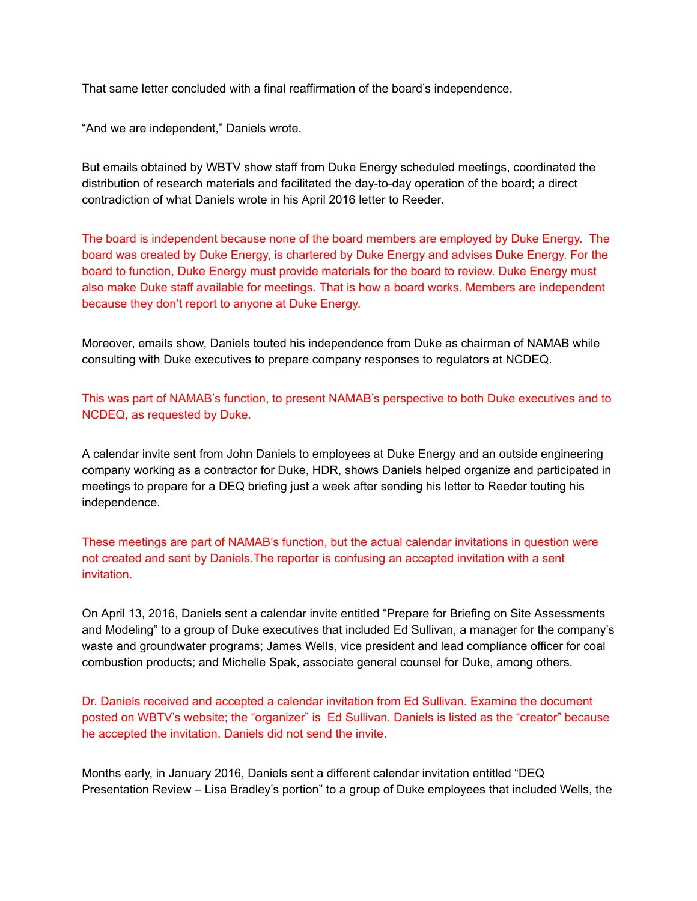That same letter concluded with a final reaffirmation of the board's independence.

"And we are independent," Daniels wrote.

But emails obtained by WBTV show staff from Duke Energy scheduled meetings, coordinated the distribution of research materials and facilitated the day-to-day operation of the board; a direct contradiction of what Daniels wrote in his April 2016 letter to Reeder.

The board is independent because none of the board members are employed by Duke Energy. The board was created by Duke Energy, is chartered by Duke Energy and advises Duke Energy. For the board to function, Duke Energy must provide materials for the board to review. Duke Energy must also make Duke staff available for meetings. That is how a board works. Members are independent because they don't report to anyone at Duke Energy.

Moreover, emails show, Daniels touted his independence from Duke as chairman of NAMAB while consulting with Duke executives to prepare company responses to regulators at NCDEQ.

This was part of NAMAB's function, to present NAMAB's perspective to both Duke executives and to NCDEQ, as requested by Duke.

A calendar invite sent from John Daniels to employees at Duke Energy and an outside engineering company working as a contractor for Duke, HDR, shows Daniels helped organize and participated in meetings to prepare for a DEQ briefing just a week after sending his letter to Reeder touting his independence.

These meetings are part of NAMAB's function, but the actual calendar invitations in question were not created and sent by Daniels.The reporter is confusing an accepted invitation with a sent invitation.

On April 13, 2016, Daniels sent a calendar invite entitled "Prepare for Briefing on Site Assessments and Modeling" to a group of Duke executives that included Ed Sullivan, a manager for the company's waste and groundwater programs; James Wells, vice president and lead compliance officer for coal combustion products; and Michelle Spak, associate general counsel for Duke, among others.

Dr. Daniels received and accepted a calendar invitation from Ed Sullivan. Examine the document posted on WBTV's website; the "organizer" is Ed Sullivan. Daniels is listed as the "creator" because he accepted the invitation. Daniels did not send the invite.

Months early, in January 2016, Daniels sent a different calendar invitation entitled "DEQ Presentation Review – Lisa Bradley's portion" to a group of Duke employees that included Wells, the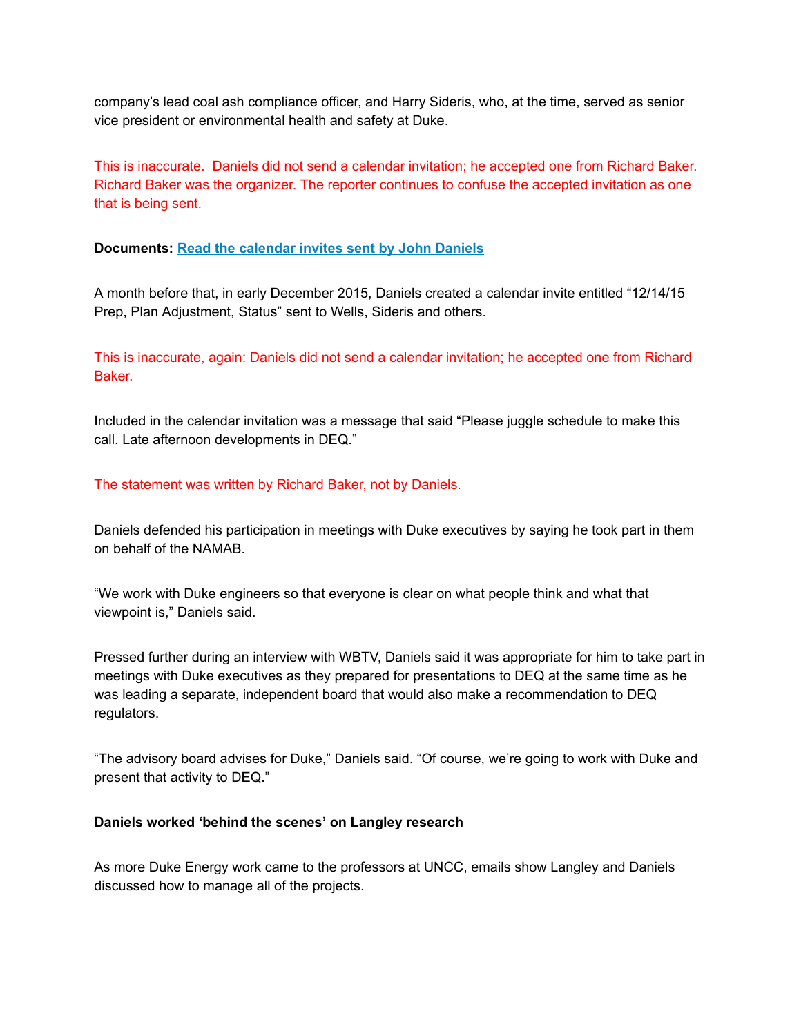company's lead coal ash compliance officer, and Harry Sideris, who, at the time, served as senior vice president or environmental health and safety at Duke.

This is inaccurate. Daniels did not send a calendar invitation; he accepted one from Richard Baker. Richard Baker was the organizer. The reporter continues to confuse the accepted invitation as one that is being sent.

**Documents: [Read the calendar invites sent by John Daniels]**

A month before that, in early December 2015, Daniels created a calendar invite entitled "12/14/15 Prep, Plan Adjustment, Status" sent to Wells, Sideris and others.

This is inaccurate, again: Daniels did not send a calendar invitation; he accepted one from Richard Baker.

Included in the calendar invitation was a message that said "Please juggle schedule to make this call. Late afternoon developments in DEQ."

The statement was written by Richard Baker, not by Daniels.

Daniels defended his participation in meetings with Duke executives by saying he took part in them on behalf of the NAMAB.

"We work with Duke engineers so that everyone is clear on what people think and what that viewpoint is," Daniels said.

Pressed further during an interview with WBTV, Daniels said it was appropriate for him to take part in meetings with Duke executives as they prepared for presentations to DEQ at the same time as he was leading a separate, independent board that would also make a recommendation to DEQ regulators.

"The advisory board advises for Duke," Daniels said. "Of course, we're going to work with Duke and present that activity to DEQ."

**Daniels worked 'behind the scenes' on Langley research**

As more Duke Energy work came to the professors at UNCC, emails show Langley and Daniels discussed how to manage all of the projects.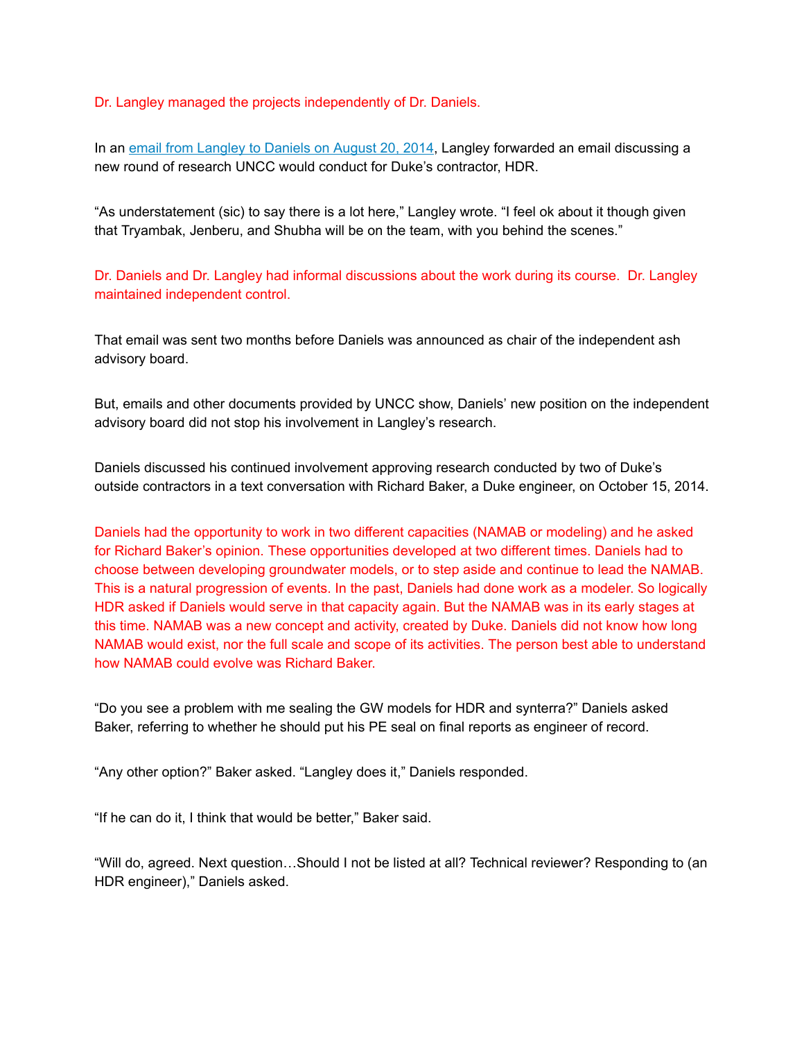Dr. Langley managed the projects independently of Dr. Daniels.

In an [email from Langley to Daniels on August 20, 2014](), Langley forwarded an email discussing a new round of research UNCC would conduct for Duke's contractor, HDR.

"As understatement (sic) to say there is a lot here," Langley wrote. "I feel ok about it though given that Tryambak, Jenberu, and Shubha will be on the team, with you behind the scenes."

Dr. Daniels and Dr. Langley had informal discussions about the work during its course. Dr. Langley maintained independent control.

That email was sent two months before Daniels was announced as chair of the independent ash advisory board.

But, emails and other documents provided by UNCC show, Daniels' new position on the independent advisory board did not stop his involvement in Langley's research.

Daniels discussed his continued involvement approving research conducted by two of Duke's outside contractors in a text conversation with Richard Baker, a Duke engineer, on October 15, 2014.

Daniels had the opportunity to work in two different capacities (NAMAB or modeling) and he asked for Richard Baker's opinion. These opportunities developed at two different times. Daniels had to choose between developing groundwater models, or to step aside and continue to lead the NAMAB. This is a natural progression of events. In the past, Daniels had done work as a modeler. So logically HDR asked if Daniels would serve in that capacity again. But the NAMAB was in its early stages at this time. NAMAB was a new concept and activity, created by Duke. Daniels did not know how long NAMAB would exist, nor the full scale and scope of its activities. The person best able to understand how NAMAB could evolve was Richard Baker.

"Do you see a problem with me sealing the GW models for HDR and synterra?" Daniels asked Baker, referring to whether he should put his PE seal on final reports as engineer of record.

"Any other option?" Baker asked. "Langley does it," Daniels responded.

"If he can do it, I think that would be better," Baker said.

"Will do, agreed. Next question…Should I not be listed at all? Technical reviewer? Responding to (an HDR engineer)," Daniels asked.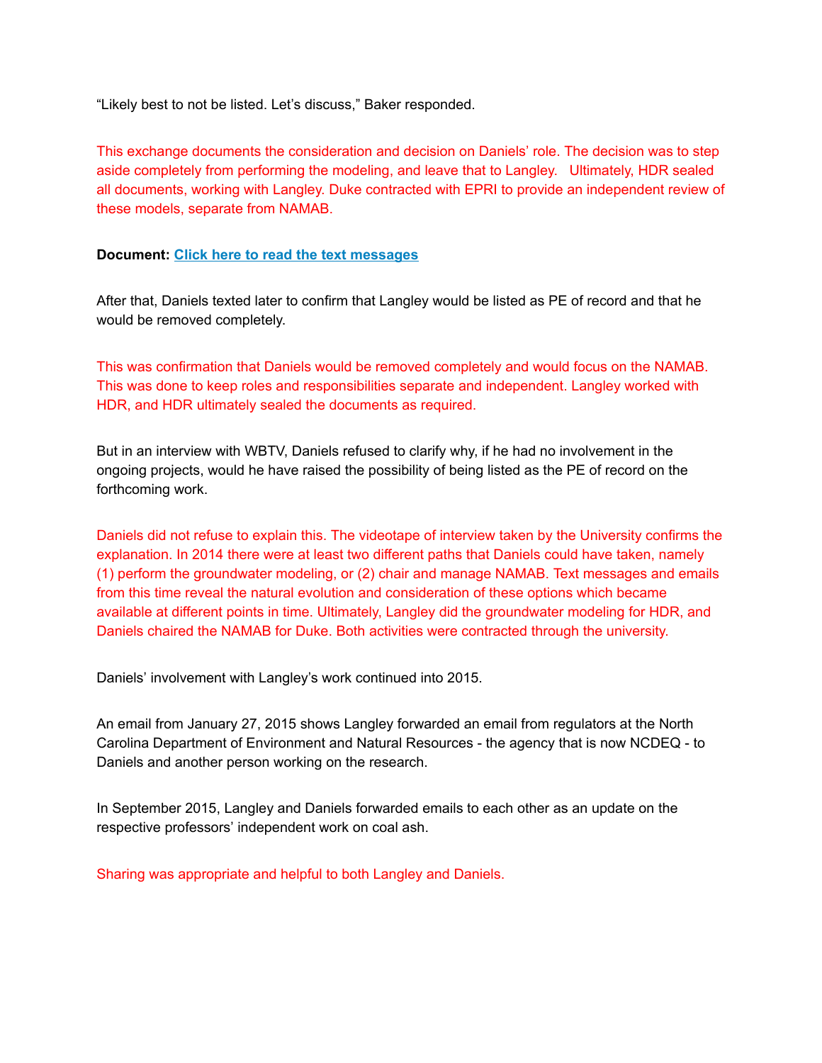“Likely best to not be listed. Let’s discuss,” Baker responded.

This exchange documents the consideration and decision on Daniels’ role. The decision was to step aside completely from performing the modeling, and leave that to Langley. Ultimately, HDR sealed all documents, working with Langley. Duke contracted with EPRI to provide an independent review of these models, separate from NAMAB.

**Document:** **[Click here to read the text messages]**

After that, Daniels texted later to confirm that Langley would be listed as PE of record and that he would be removed completely.

This was confirmation that Daniels would be removed completely and would focus on the NAMAB. This was done to keep roles and responsibilities separate and independent. Langley worked with HDR, and HDR ultimately sealed the documents as required.

But in an interview with WBTV, Daniels refused to clarify why, if he had no involvement in the ongoing projects, would he have raised the possibility of being listed as the PE of record on the forthcoming work.

Daniels did not refuse to explain this. The videotape of interview taken by the University confirms the explanation. In 2014 there were at least two different paths that Daniels could have taken, namely (1) perform the groundwater modeling, or (2) chair and manage NAMAB. Text messages and emails from this time reveal the natural evolution and consideration of these options which became available at different points in time. Ultimately, Langley did the groundwater modeling for HDR, and Daniels chaired the NAMAB for Duke. Both activities were contracted through the university.

Daniels’ involvement with Langley’s work continued into 2015.

An email from January 27, 2015 shows Langley forwarded an email from regulators at the North Carolina Department of Environment and Natural Resources - the agency that is now NCDEQ - to Daniels and another person working on the research.

In September 2015, Langley and Daniels forwarded emails to each other as an update on the respective professors’ independent work on coal ash.

Sharing was appropriate and helpful to both Langley and Daniels.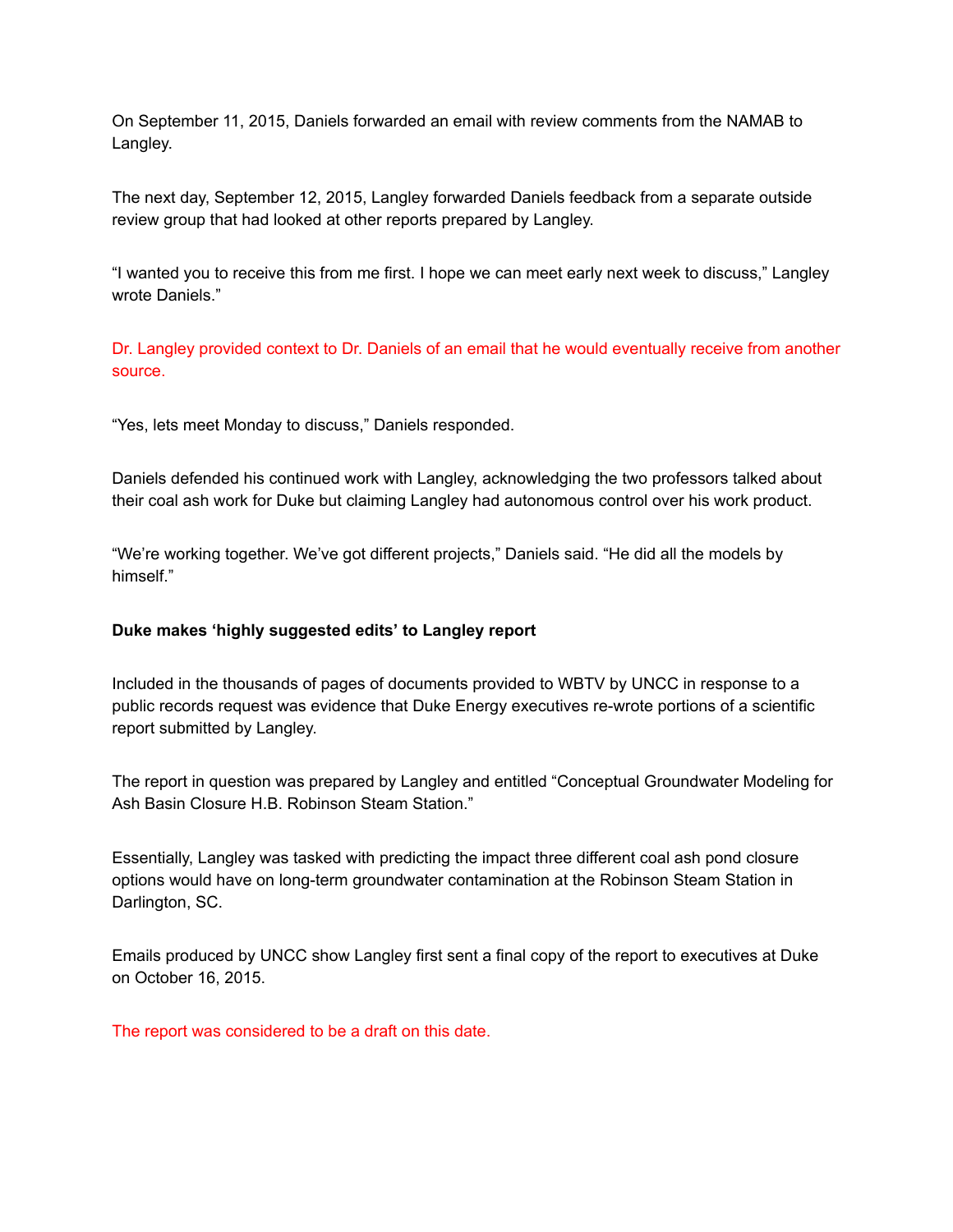On September 11, 2015, Daniels forwarded an email with review comments from the NAMAB to Langley.

The next day, September 12, 2015, Langley forwarded Daniels feedback from a separate outside review group that had looked at other reports prepared by Langley.

"I wanted you to receive this from me first. I hope we can meet early next week to discuss," Langley wrote Daniels."

Dr. Langley provided context to Dr. Daniels of an email that he would eventually receive from another source.

"Yes, lets meet Monday to discuss," Daniels responded.

Daniels defended his continued work with Langley, acknowledging the two professors talked about their coal ash work for Duke but claiming Langley had autonomous control over his work product.

"We're working together. We've got different projects," Daniels said. "He did all the models by himself."

**Duke makes 'highly suggested edits' to Langley report**

Included in the thousands of pages of documents provided to WBTV by UNCC in response to a public records request was evidence that Duke Energy executives re-wrote portions of a scientific report submitted by Langley.

The report in question was prepared by Langley and entitled "Conceptual Groundwater Modeling for Ash Basin Closure H.B. Robinson Steam Station."

Essentially, Langley was tasked with predicting the impact three different coal ash pond closure options would have on long-term groundwater contamination at the Robinson Steam Station in Darlington, SC.

Emails produced by UNCC show Langley first sent a final copy of the report to executives at Duke on October 16, 2015.

The report was considered to be a draft on this date.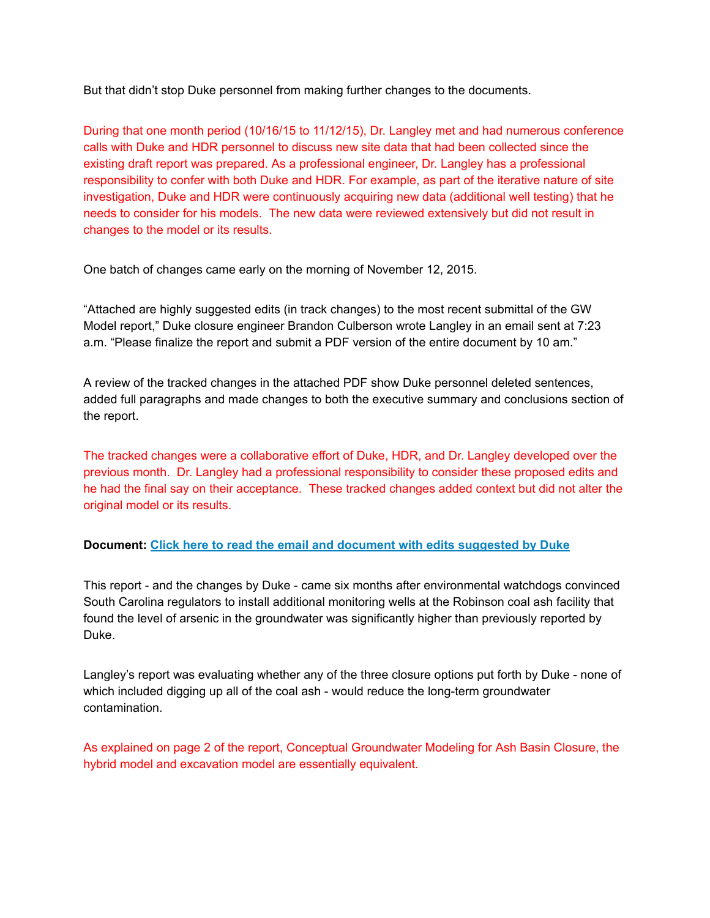But that didn't stop Duke personnel from making further changes to the documents.

During that one month period (10/16/15 to 11/12/15), Dr. Langley met and had numerous conference calls with Duke and HDR personnel to discuss new site data that had been collected since the existing draft report was prepared. As a professional engineer, Dr. Langley has a professional responsibility to confer with both Duke and HDR. For example, as part of the iterative nature of site investigation, Duke and HDR were continuously acquiring new data (additional well testing) that he needs to consider for his models. The new data were reviewed extensively but did not result in changes to the model or its results.

One batch of changes came early on the morning of November 12, 2015.

"Attached are highly suggested edits (in track changes) to the most recent submittal of the GW Model report," Duke closure engineer Brandon Culberson wrote Langley in an email sent at 7:23 a.m. "Please finalize the report and submit a PDF version of the entire document by 10 am."

A review of the tracked changes in the attached PDF show Duke personnel deleted sentences, added full paragraphs and made changes to both the executive summary and conclusions section of the report.

The tracked changes were a collaborative effort of Duke, HDR, and Dr. Langley developed over the previous month. Dr. Langley had a professional responsibility to consider these proposed edits and he had the final say on their acceptance. These tracked changes added context but did not alter the original model or its results.

**Document: Click here to read the email and document with edits suggested by Duke**

This report - and the changes by Duke - came six months after environmental watchdogs convinced South Carolina regulators to install additional monitoring wells at the Robinson coal ash facility that found the level of arsenic in the groundwater was significantly higher than previously reported by Duke.

Langley's report was evaluating whether any of the three closure options put forth by Duke - none of which included digging up all of the coal ash - would reduce the long-term groundwater contamination.

As explained on page 2 of the report, Conceptual Groundwater Modeling for Ash Basin Closure, the hybrid model and excavation model are essentially equivalent.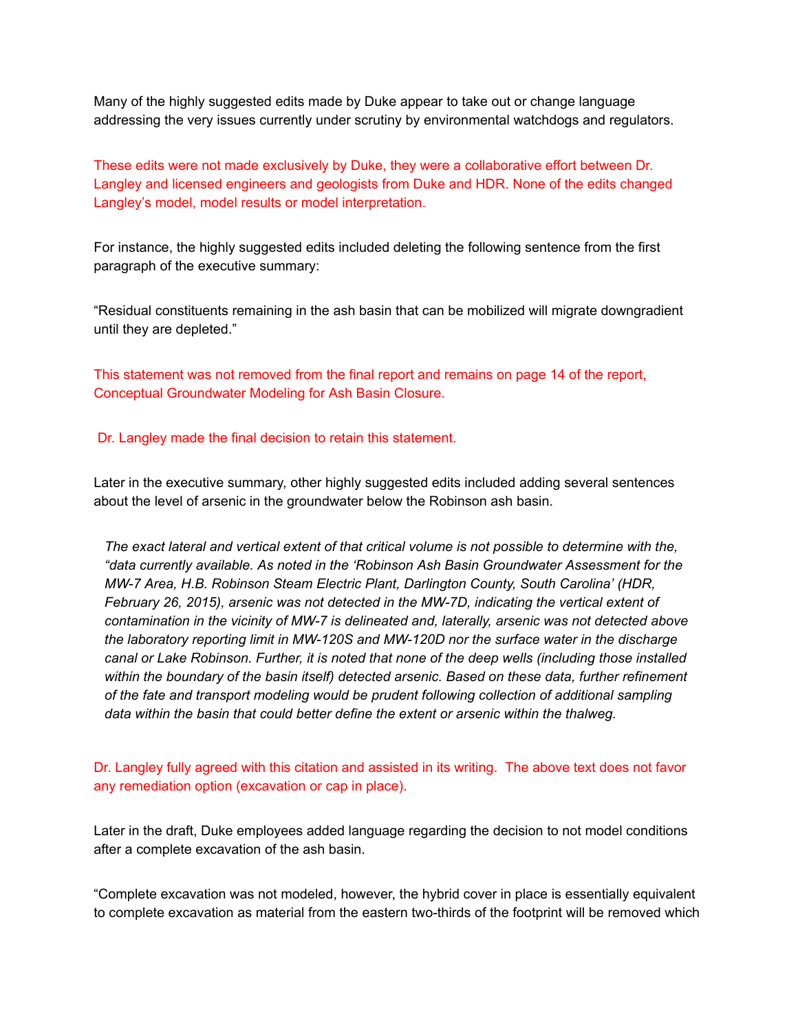Many of the highly suggested edits made by Duke appear to take out or change language addressing the very issues currently under scrutiny by environmental watchdogs and regulators.

These edits were not made exclusively by Duke, they were a collaborative effort between Dr. Langley and licensed engineers and geologists from Duke and HDR. None of the edits changed Langley's model, model results or model interpretation.

For instance, the highly suggested edits included deleting the following sentence from the first paragraph of the executive summary:

"Residual constituents remaining in the ash basin that can be mobilized will migrate downgradient until they are depleted."

This statement was not removed from the final report and remains on page 14 of the report, Conceptual Groundwater Modeling for Ash Basin Closure.

Dr. Langley made the final decision to retain this statement.

Later in the executive summary, other highly suggested edits included adding several sentences about the level of arsenic in the groundwater below the Robinson ash basin.

> *The exact lateral and vertical extent of that critical volume is not possible to determine with the, "data currently available. As noted in the 'Robinson Ash Basin Groundwater Assessment for the MW-7 Area, H.B. Robinson Steam Electric Plant, Darlington County, South Carolina' (HDR, February 26, 2015), arsenic was not detected in the MW-7D, indicating the vertical extent of contamination in the vicinity of MW-7 is delineated and, laterally, arsenic was not detected above the laboratory reporting limit in MW-120S and MW-120D nor the surface water in the discharge canal or Lake Robinson. Further, it is noted that none of the deep wells (including those installed within the boundary of the basin itself) detected arsenic. Based on these data, further refinement of the fate and transport modeling would be prudent following collection of additional sampling data within the basin that could better define the extent or arsenic within the thalweg.*

Dr. Langley fully agreed with this citation and assisted in its writing. The above text does not favor any remediation option (excavation or cap in place).

Later in the draft, Duke employees added language regarding the decision to not model conditions after a complete excavation of the ash basin.

"Complete excavation was not modeled, however, the hybrid cover in place is essentially equivalent to complete excavation as material from the eastern two-thirds of the footprint will be removed which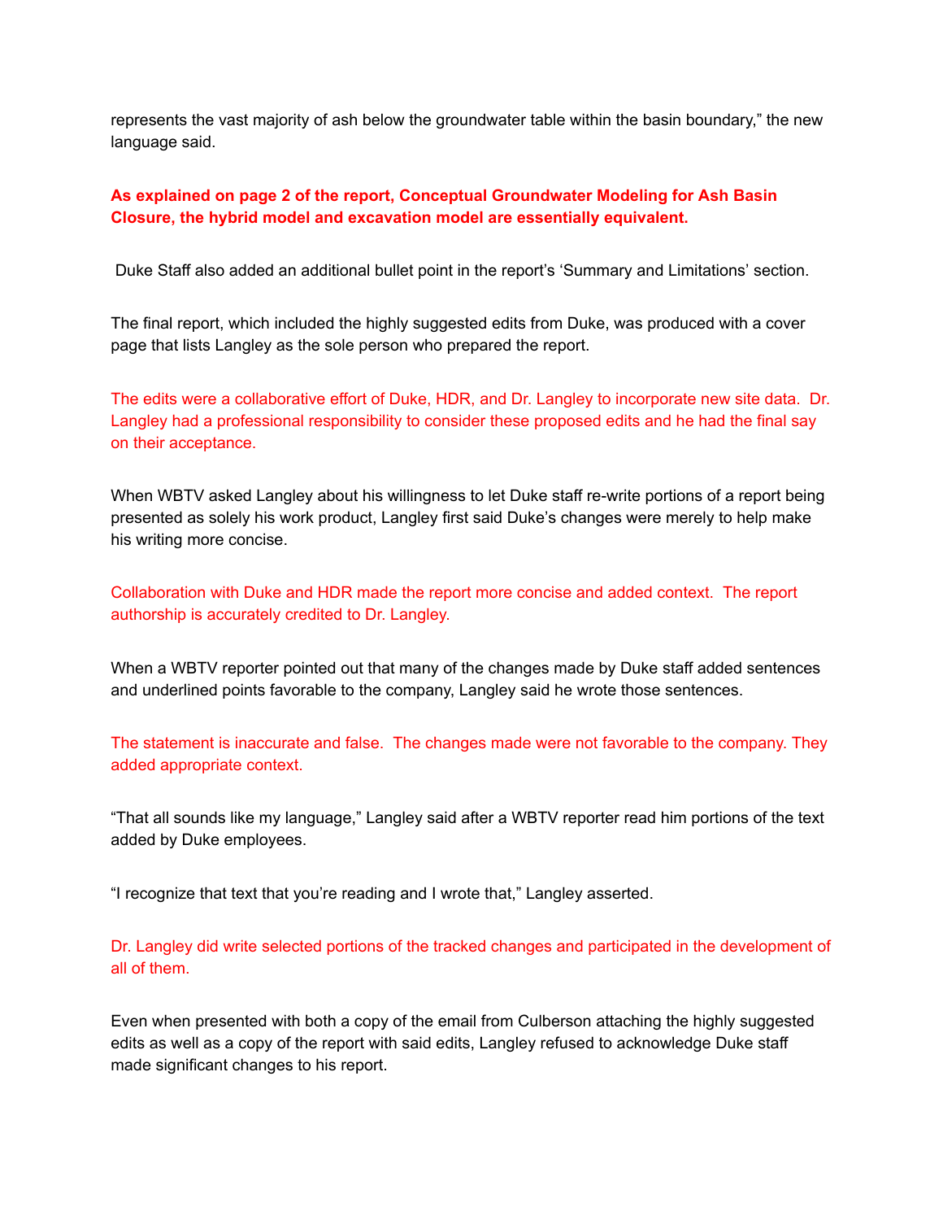represents the vast majority of ash below the groundwater table within the basin boundary," the new language said.

**As explained on page 2 of the report, Conceptual Groundwater Modeling for Ash Basin Closure, the hybrid model and excavation model are essentially equivalent.**

Duke Staff also added an additional bullet point in the report's 'Summary and Limitations' section.

The final report, which included the highly suggested edits from Duke, was produced with a cover page that lists Langley as the sole person who prepared the report.

The edits were a collaborative effort of Duke, HDR, and Dr. Langley to incorporate new site data. Dr. Langley had a professional responsibility to consider these proposed edits and he had the final say on their acceptance.

When WBTV asked Langley about his willingness to let Duke staff re-write portions of a report being presented as solely his work product, Langley first said Duke's changes were merely to help make his writing more concise.

Collaboration with Duke and HDR made the report more concise and added context. The report authorship is accurately credited to Dr. Langley.

When a WBTV reporter pointed out that many of the changes made by Duke staff added sentences and underlined points favorable to the company, Langley said he wrote those sentences.

The statement is inaccurate and false. The changes made were not favorable to the company. They added appropriate context.

"That all sounds like my language," Langley said after a WBTV reporter read him portions of the text added by Duke employees.

"I recognize that text that you're reading and I wrote that," Langley asserted.

Dr. Langley did write selected portions of the tracked changes and participated in the development of all of them.

Even when presented with both a copy of the email from Culberson attaching the highly suggested edits as well as a copy of the report with said edits, Langley refused to acknowledge Duke staff made significant changes to his report.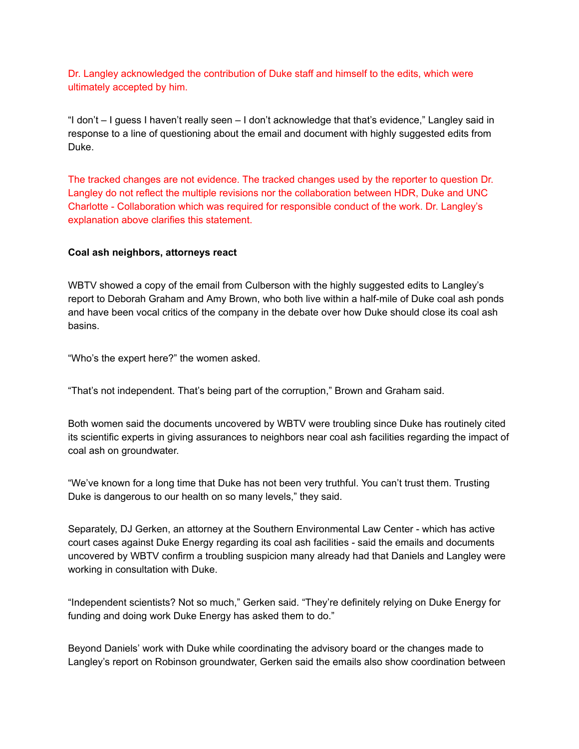Dr. Langley acknowledged the contribution of Duke staff and himself to the edits, which were ultimately accepted by him.

"I don't – I guess I haven't really seen – I don't acknowledge that that's evidence," Langley said in response to a line of questioning about the email and document with highly suggested edits from Duke.

The tracked changes are not evidence. The tracked changes used by the reporter to question Dr. Langley do not reflect the multiple revisions nor the collaboration between HDR, Duke and UNC Charlotte - Collaboration which was required for responsible conduct of the work. Dr. Langley's explanation above clarifies this statement.

**Coal ash neighbors, attorneys react**

WBTV showed a copy of the email from Culberson with the highly suggested edits to Langley's report to Deborah Graham and Amy Brown, who both live within a half-mile of Duke coal ash ponds and have been vocal critics of the company in the debate over how Duke should close its coal ash basins.

"Who's the expert here?" the women asked.

"That's not independent. That's being part of the corruption," Brown and Graham said.

Both women said the documents uncovered by WBTV were troubling since Duke has routinely cited its scientific experts in giving assurances to neighbors near coal ash facilities regarding the impact of coal ash on groundwater.

"We've known for a long time that Duke has not been very truthful. You can't trust them. Trusting Duke is dangerous to our health on so many levels," they said.

Separately, DJ Gerken, an attorney at the Southern Environmental Law Center - which has active court cases against Duke Energy regarding its coal ash facilities - said the emails and documents uncovered by WBTV confirm a troubling suspicion many already had that Daniels and Langley were working in consultation with Duke.

"Independent scientists? Not so much," Gerken said. "They're definitely relying on Duke Energy for funding and doing work Duke Energy has asked them to do."

Beyond Daniels' work with Duke while coordinating the advisory board or the changes made to Langley's report on Robinson groundwater, Gerken said the emails also show coordination between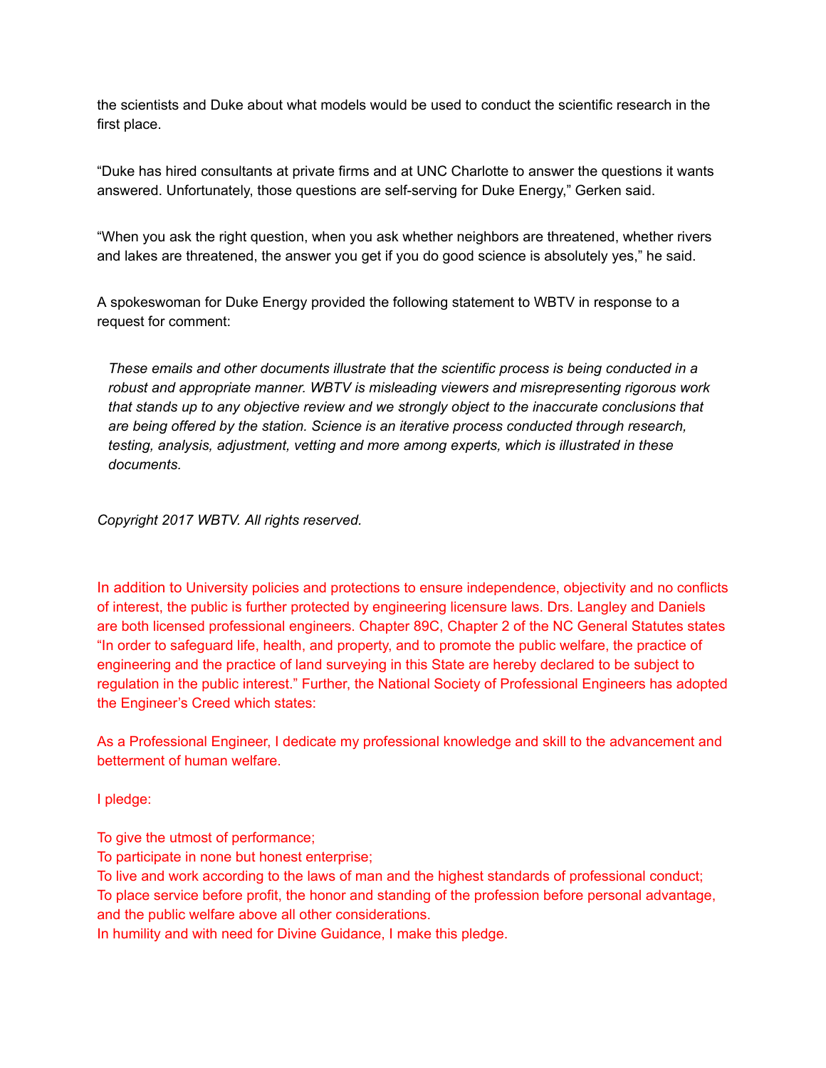the scientists and Duke about what models would be used to conduct the scientific research in the first place.

"Duke has hired consultants at private firms and at UNC Charlotte to answer the questions it wants answered. Unfortunately, those questions are self-serving for Duke Energy," Gerken said.

"When you ask the right question, when you ask whether neighbors are threatened, whether rivers and lakes are threatened, the answer you get if you do good science is absolutely yes," he said.

A spokeswoman for Duke Energy provided the following statement to WBTV in response to a request for comment:

> *These emails and other documents illustrate that the scientific process is being conducted in a robust and appropriate manner. WBTV is misleading viewers and misrepresenting rigorous work that stands up to any objective review and we strongly object to the inaccurate conclusions that are being offered by the station. Science is an iterative process conducted through research, testing, analysis, adjustment, vetting and more among experts, which is illustrated in these documents.*

*Copyright 2017 WBTV. All rights reserved.*

In addition to University policies and protections to ensure independence, objectivity and no conflicts of interest, the public is further protected by engineering licensure laws. Drs. Langley and Daniels are both licensed professional engineers. Chapter 89C, Chapter 2 of the NC General Statutes states "In order to safeguard life, health, and property, and to promote the public welfare, the practice of engineering and the practice of land surveying in this State are hereby declared to be subject to regulation in the public interest." Further, the National Society of Professional Engineers has adopted the Engineer's Creed which states:

As a Professional Engineer, I dedicate my professional knowledge and skill to the advancement and betterment of human welfare.

I pledge:

To give the utmost of performance;
To participate in none but honest enterprise;
To live and work according to the laws of man and the highest standards of professional conduct;
To place service before profit, the honor and standing of the profession before personal advantage, and the public welfare above all other considerations.
In humility and with need for Divine Guidance, I make this pledge.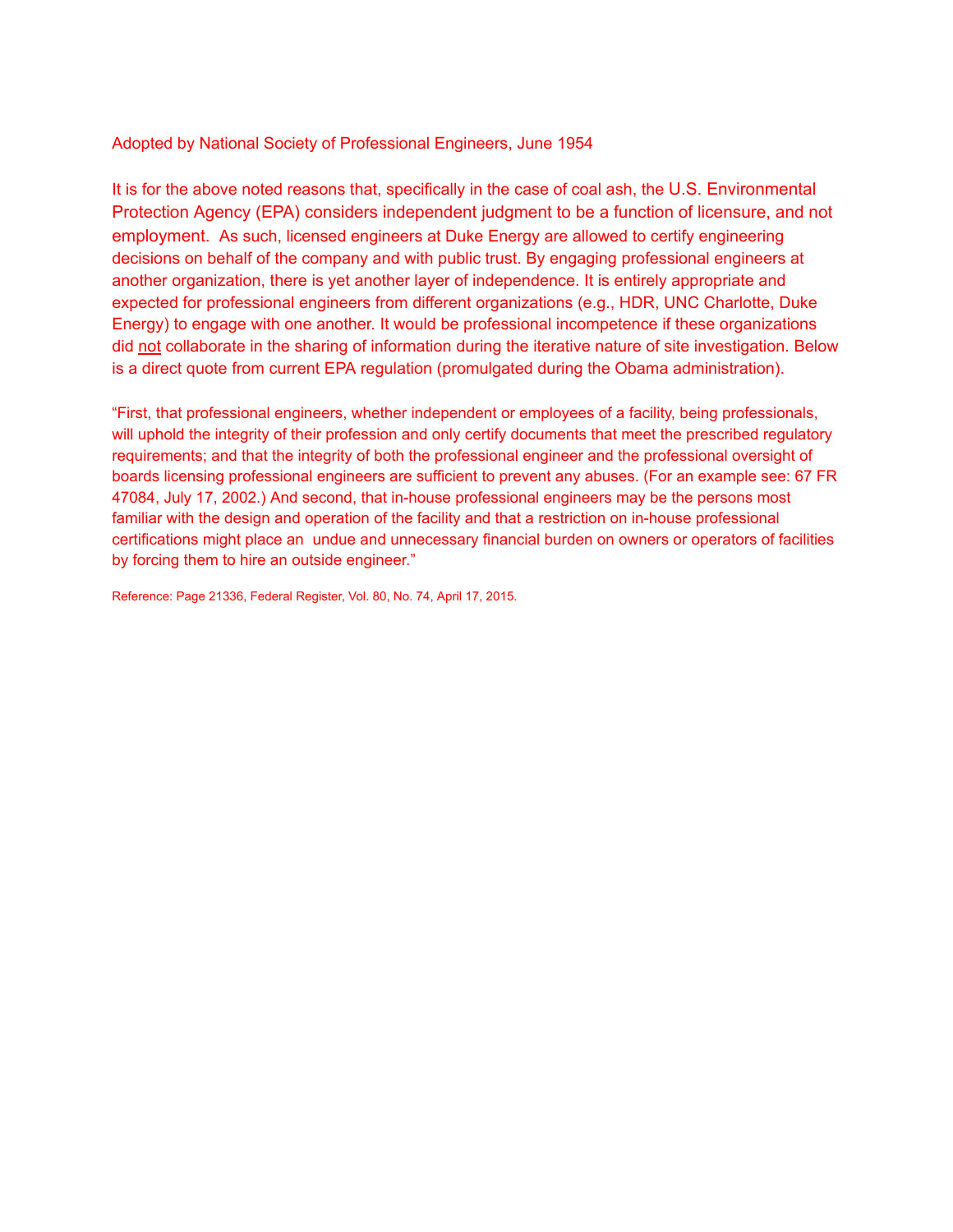Adopted by National Society of Professional Engineers, June 1954

It is for the above noted reasons that, specifically in the case of coal ash, the U.S. Environmental Protection Agency (EPA) considers independent judgment to be a function of licensure, and not employment. As such, licensed engineers at Duke Energy are allowed to certify engineering decisions on behalf of the company and with public trust. By engaging professional engineers at another organization, there is yet another layer of independence. It is entirely appropriate and expected for professional engineers from different organizations (e.g., HDR, UNC Charlotte, Duke Energy) to engage with one another. It would be professional incompetence if these organizations did <u>not</u> collaborate in the sharing of information during the iterative nature of site investigation. Below is a direct quote from current EPA regulation (promulgated during the Obama administration).

"First, that professional engineers, whether independent or employees of a facility, being professionals, will uphold the integrity of their profession and only certify documents that meet the prescribed regulatory requirements; and that the integrity of both the professional engineer and the professional oversight of boards licensing professional engineers are sufficient to prevent any abuses. (For an example see: 67 FR 47084, July 17, 2002.) And second, that in-house professional engineers may be the persons most familiar with the design and operation of the facility and that a restriction on in-house professional certifications might place an undue and unnecessary financial burden on owners or operators of facilities by forcing them to hire an outside engineer."

Reference: Page 21336, Federal Register, Vol. 80, No. 74, April 17, 2015.